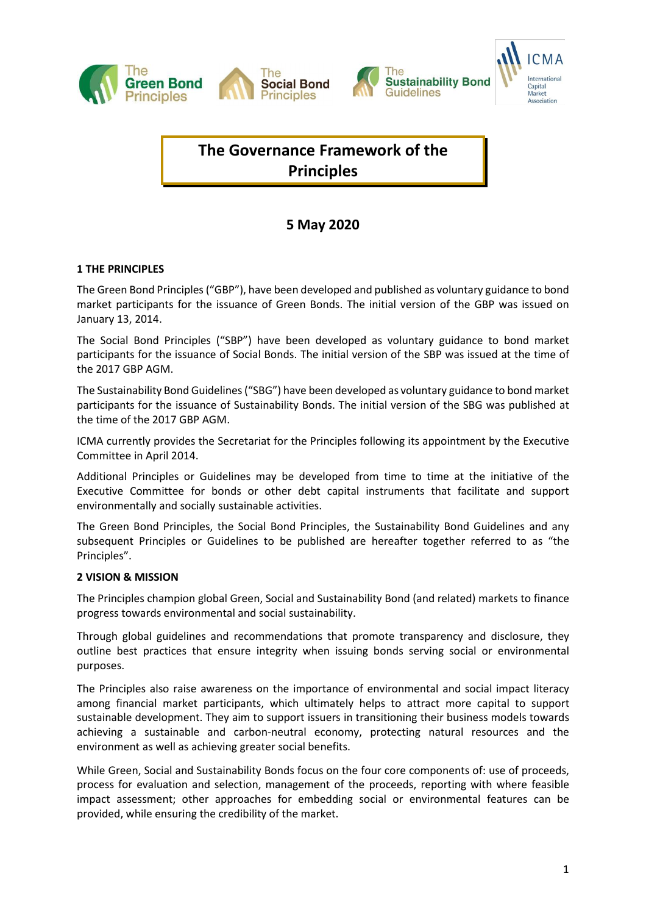# The Governance Framework of the Principles

## 5 May 2020

### 1 THE PRINCIPLES

The Green Bond Principles ("GBP"), have been developed and published as voluntary guidance to bond market participants for the issuance of Green Bonds. The initial version of the GBP was issued on January 13, 2014.

The Social Bond Principles ("SBP") have been developed as voluntary guidance to bond market participants for the issuance of Social Bonds. The initial version of the SBP was issued at the time of the 2017 GBP AGM.

The Sustainability Bond Guidelines ("SBG") have been developed as voluntary guidance to bond market participants for the issuance of Sustainability Bonds. The initial version of the SBG was published at the time of the 2017 GBP AGM.

ICMA currently provides the Secretariat for the Principles following its appointment by the Executive Committee in April 2014.

Additional Principles or Guidelines may be developed from time to time at the initiative of the Executive Committee for bonds or other debt capital instruments that facilitate and support environmentally and socially sustainable activities.

The Green Bond Principles, the Social Bond Principles, the Sustainability Bond Guidelines and any subsequent Principles or Guidelines to be published are hereafter together referred to as "the Principles".

### 2 VISION & MISSION

The Principles champion global Green, Social and Sustainability Bond (and related) markets to finance progress towards environmental and social sustainability.

Through global guidelines and recommendations that promote transparency and disclosure, they outline best practices that ensure integrity when issuing bonds serving social or environmental purposes.

The Principles also raise awareness on the importance of environmental and social impact literacy among financial market participants, which ultimately helps to attract more capital to support sustainable development. They aim to support issuers in transitioning their business models towards achieving a sustainable and carbon-neutral economy, protecting natural resources and the environment as well as achieving greater social benefits.

While Green, Social and Sustainability Bonds focus on the four core components of: use of proceeds, process for evaluation and selection, management of the proceeds, reporting with where feasible impact assessment; other approaches for embedding social or environmental features can be provided, while ensuring the credibility of the market.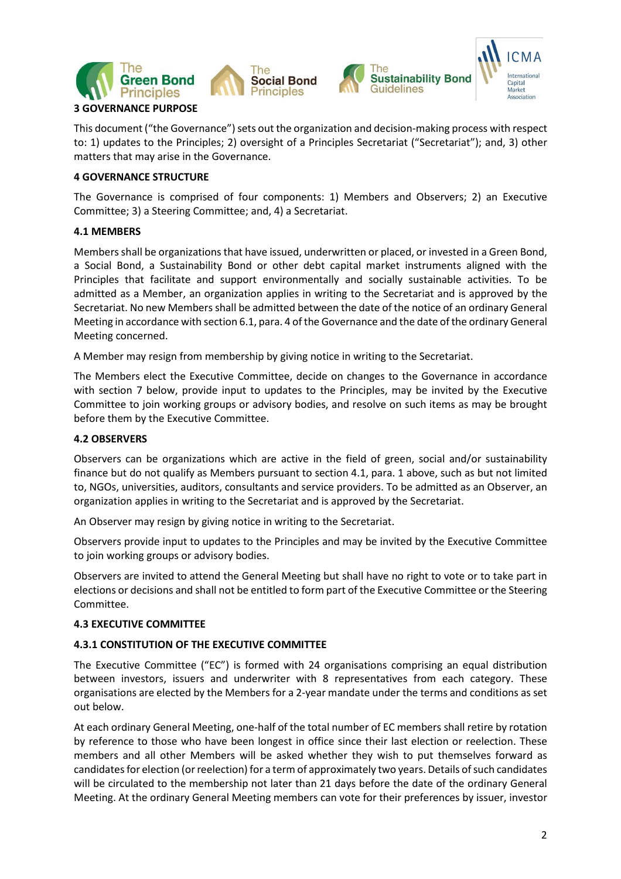## 3 GOVERNANCE PURPOSE

This document ("the Governance") sets out the organization and decision-making process with respect to: 1) updates to the Principles; 2) oversight of a Principles Secretariat ("Secretariat"); and, 3) other matters that may arise in the Governance.

## 4 GOVERNANCE STRUCTURE

The Governance is comprised of four components: 1) Members and Observers; 2) an Executive Committee; 3) a Steering Committee; and, 4) a Secretariat.

### 4.1 MEMBERS

Members shall be organizations that have issued, underwritten or placed, or invested in a Green Bond, a Social Bond, a Sustainability Bond or other debt capital market instruments aligned with the Principles that facilitate and support environmentally and socially sustainable activities. To be admitted as a Member, an organization applies in writing to the Secretariat and is approved by the Secretariat. No new Members shall be admitted between the date of the notice of an ordinary General Meeting in accordance with section 6.1, para. 4 of the Governance and the date of the ordinary General Meeting concerned.

A Member may resign from membership by giving notice in writing to the Secretariat.

The Members elect the Executive Committee, decide on changes to the Governance in accordance with section 7 below, provide input to updates to the Principles, may be invited by the Executive Committee to join working groups or advisory bodies, and resolve on such items as may be brought before them by the Executive Committee.

### 4.2 OBSERVERS

Observers can be organizations which are active in the field of green, social and/or sustainability finance but do not qualify as Members pursuant to section 4.1, para. 1 above, such as but not limited to, NGOs, universities, auditors, consultants and service providers. To be admitted as an Observer, an organization applies in writing to the Secretariat and is approved by the Secretariat.

An Observer may resign by giving notice in writing to the Secretariat.

Observers provide input to updates to the Principles and may be invited by the Executive Committee to join working groups or advisory bodies.

Observers are invited to attend the General Meeting but shall have no right to vote or to take part in elections or decisions and shall not be entitled to form part of the Executive Committee or the Steering Committee.

### 4.3 EXECUTIVE COMMITTEE

#### 4.3.1 CONSTITUTION OF THE EXECUTIVE COMMITTEE

The Executive Committee ("EC") is formed with 24 organisations comprising an equal distribution between investors, issuers and underwriter with 8 representatives from each category. These organisations are elected by the Members for a 2-year mandate under the terms and conditions as set out below.

At each ordinary General Meeting, one-half of the total number of EC members shall retire by rotation by reference to those who have been longest in office since their last election or reelection. These members and all other Members will be asked whether they wish to put themselves forward as candidates for election (or reelection) for a term of approximately two years. Details of such candidates will be circulated to the membership not later than 21 days before the date of the ordinary General Meeting. At the ordinary General Meeting members can vote for their preferences by issuer, investor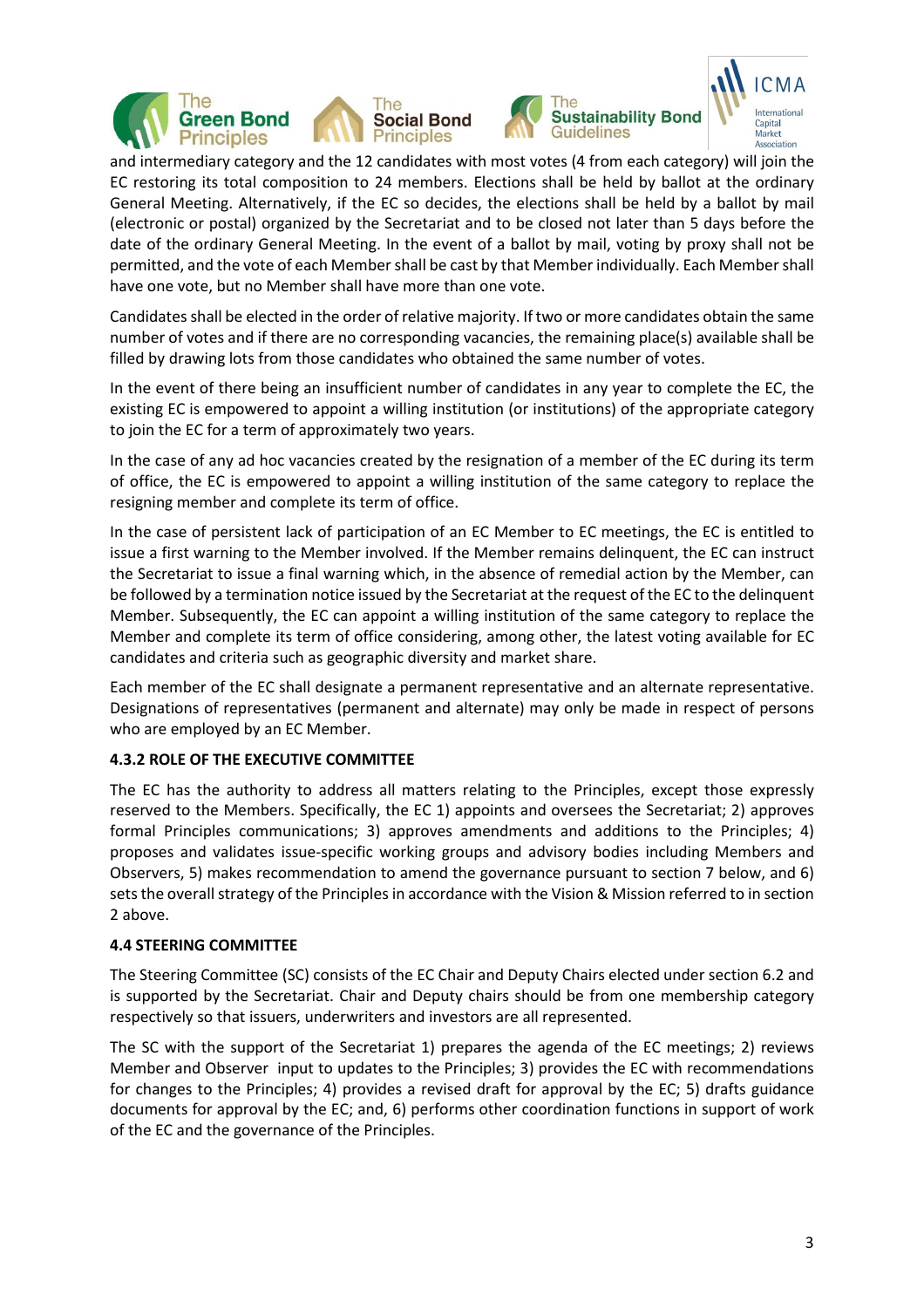and intermediary category and the 12 candidates with most votes (4 from each category) will join the EC restoring its total composition to 24 members. Elections shall be held by ballot at the ordinary General Meeting. Alternatively, if the EC so decides, the elections shall be held by a ballot by mail (electronic or postal) organized by the Secretariat and to be closed not later than 5 days before the date of the ordinary General Meeting. In the event of a ballot by mail, voting by proxy shall not be permitted, and the vote of each Member shall be cast by that Member individually. Each Member shall have one vote, but no Member shall have more than one vote.

Candidates shall be elected in the order of relative majority. If two or more candidates obtain the same number of votes and if there are no corresponding vacancies, the remaining place(s) available shall be filled by drawing lots from those candidates who obtained the same number of votes.

In the event of there being an insufficient number of candidates in any year to complete the EC, the existing EC is empowered to appoint a willing institution (or institutions) of the appropriate category to join the EC for a term of approximately two years.

In the case of any ad hoc vacancies created by the resignation of a member of the EC during its term of office, the EC is empowered to appoint a willing institution of the same category to replace the resigning member and complete its term of office.

In the case of persistent lack of participation of an EC Member to EC meetings, the EC is entitled to issue a first warning to the Member involved. If the Member remains delinquent, the EC can instruct the Secretariat to issue a final warning which, in the absence of remedial action by the Member, can be followed by a termination notice issued by the Secretariat at the request of the EC to the delinquent Member. Subsequently, the EC can appoint a willing institution of the same category to replace the Member and complete its term of office considering, among other, the latest voting available for EC candidates and criteria such as geographic diversity and market share.

Each member of the EC shall designate a permanent representative and an alternate representative. Designations of representatives (permanent and alternate) may only be made in respect of persons who are employed by an EC Member.

#### 4.3.2 ROLE OF THE EXECUTIVE COMMITTEE

The EC has the authority to address all matters relating to the Principles, except those expressly reserved to the Members. Specifically, the EC 1) appoints and oversees the Secretariat; 2) approves formal Principles communications; 3) approves amendments and additions to the Principles; 4) proposes and validates issue-specific working groups and advisory bodies including Members and Observers, 5) makes recommendation to amend the governance pursuant to section 7 below, and 6) sets the overall strategy of the Principles in accordance with the Vision & Mission referred to in section 2 above.

### 4.4 STEERING COMMITTEE

The Steering Committee (SC) consists of the EC Chair and Deputy Chairs elected under section 6.2 and is supported by the Secretariat. Chair and Deputy chairs should be from one membership category respectively so that issuers, underwriters and investors are all represented.

The SC with the support of the Secretariat 1) prepares the agenda of the EC meetings; 2) reviews Member and Observer input to updates to the Principles; 3) provides the EC with recommendations for changes to the Principles; 4) provides a revised draft for approval by the EC; 5) drafts guidance documents for approval by the EC; and, 6) performs other coordination functions in support of work of the EC and the governance of the Principles.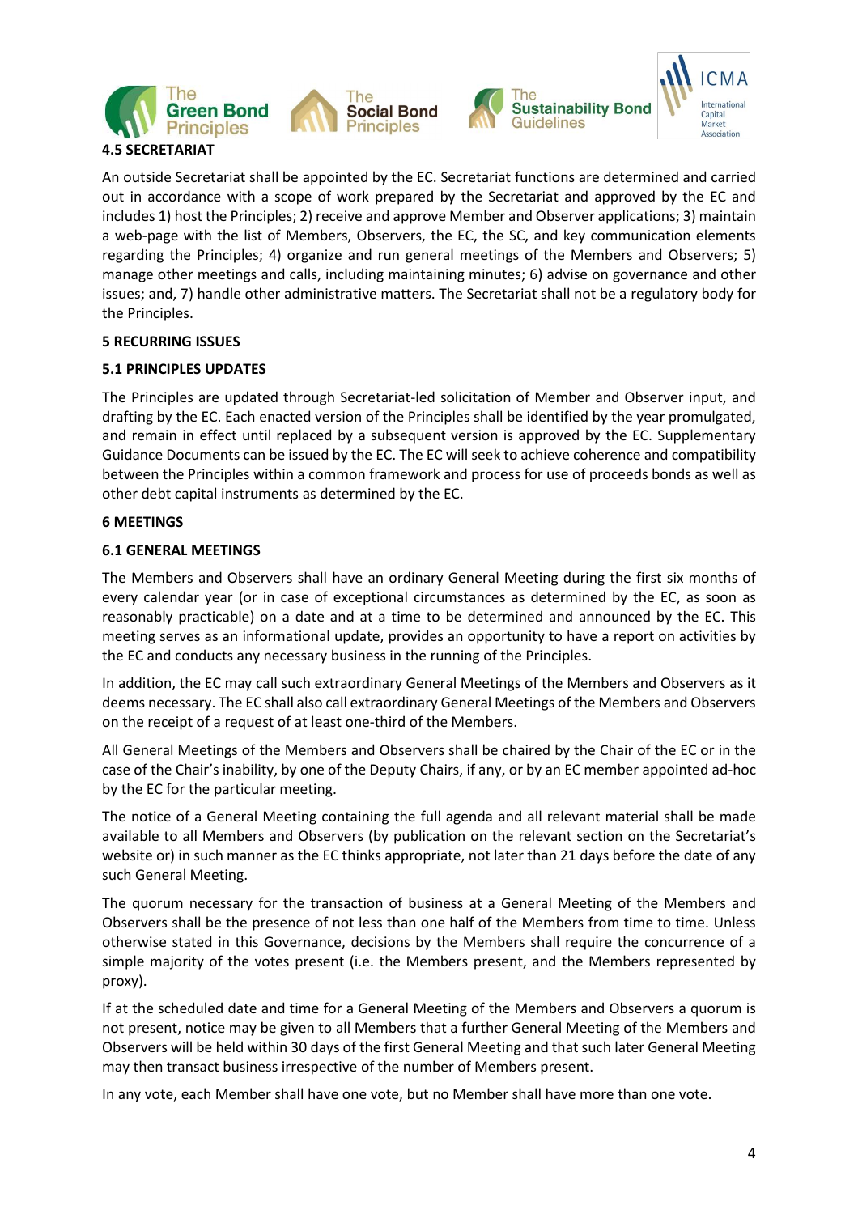### 4.5 SECRETARIAT

An outside Secretariat shall be appointed by the EC. Secretariat functions are determined and carried out in accordance with a scope of work prepared by the Secretariat and approved by the EC and includes 1) host the Principles; 2) receive and approve Member and Observer applications; 3) maintain a web-page with the list of Members, Observers, the EC, the SC, and key communication elements regarding the Principles; 4) organize and run general meetings of the Members and Observers; 5) manage other meetings and calls, including maintaining minutes; 6) advise on governance and other issues; and, 7) handle other administrative matters. The Secretariat shall not be a regulatory body for the Principles.

## 5 RECURRING ISSUES

### 5.1 PRINCIPLES UPDATES

The Principles are updated through Secretariat-led solicitation of Member and Observer input, and drafting by the EC. Each enacted version of the Principles shall be identified by the year promulgated, and remain in effect until replaced by a subsequent version is approved by the EC. Supplementary Guidance Documents can be issued by the EC. The EC will seek to achieve coherence and compatibility between the Principles within a common framework and process for use of proceeds bonds as well as other debt capital instruments as determined by the EC.

## 6 MEETINGS

### 6.1 GENERAL MEETINGS

The Members and Observers shall have an ordinary General Meeting during the first six months of every calendar year (or in case of exceptional circumstances as determined by the EC, as soon as reasonably practicable) on a date and at a time to be determined and announced by the EC. This meeting serves as an informational update, provides an opportunity to have a report on activities by the EC and conducts any necessary business in the running of the Principles.

In addition, the EC may call such extraordinary General Meetings of the Members and Observers as it deems necessary. The EC shall also call extraordinary General Meetings of the Members and Observers on the receipt of a request of at least one-third of the Members.

All General Meetings of the Members and Observers shall be chaired by the Chair of the EC or in the case of the Chair's inability, by one of the Deputy Chairs, if any, or by an EC member appointed ad-hoc by the EC for the particular meeting.

The notice of a General Meeting containing the full agenda and all relevant material shall be made available to all Members and Observers (by publication on the relevant section on the Secretariat's website or) in such manner as the EC thinks appropriate, not later than 21 days before the date of any such General Meeting.

The quorum necessary for the transaction of business at a General Meeting of the Members and Observers shall be the presence of not less than one half of the Members from time to time. Unless otherwise stated in this Governance, decisions by the Members shall require the concurrence of a simple majority of the votes present (i.e. the Members present, and the Members represented by proxy).

If at the scheduled date and time for a General Meeting of the Members and Observers a quorum is not present, notice may be given to all Members that a further General Meeting of the Members and Observers will be held within 30 days of the first General Meeting and that such later General Meeting may then transact business irrespective of the number of Members present.

In any vote, each Member shall have one vote, but no Member shall have more than one vote.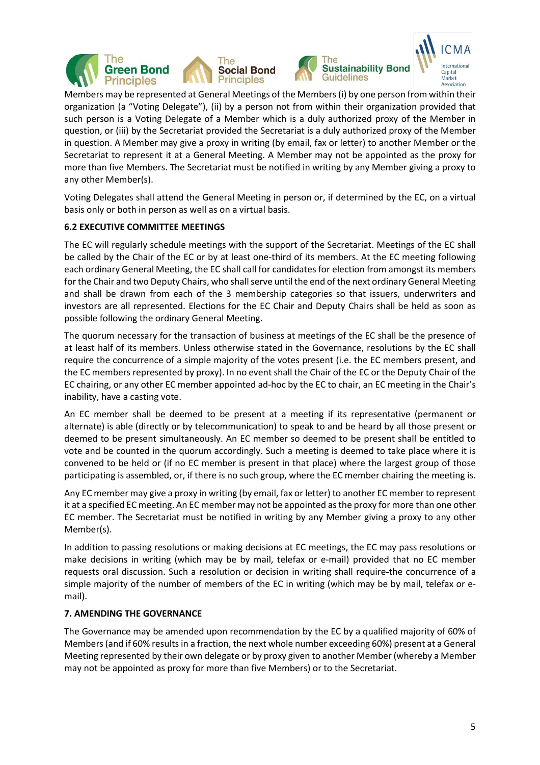Members may be represented at General Meetings of the Members (i) by one person from within their organization (a "Voting Delegate"), (ii) by a person not from within their organization provided that such person is a Voting Delegate of a Member which is a duly authorized proxy of the Member in question, or (iii) by the Secretariat provided the Secretariat is a duly authorized proxy of the Member in question. A Member may give a proxy in writing (by email, fax or letter) to another Member or the Secretariat to represent it at a General Meeting. A Member may not be appointed as the proxy for more than five Members. The Secretariat must be notified in writing by any Member giving a proxy to any other Member(s).

Voting Delegates shall attend the General Meeting in person or, if determined by the EC, on a virtual basis only or both in person as well as on a virtual basis.

### 6.2 EXECUTIVE COMMITTEE MEETINGS

The EC will regularly schedule meetings with the support of the Secretariat. Meetings of the EC shall be called by the Chair of the EC or by at least one-third of its members. At the EC meeting following each ordinary General Meeting, the EC shall call for candidates for election from amongst its members for the Chair and two Deputy Chairs, who shall serve until the end of the next ordinary General Meeting and shall be drawn from each of the 3 membership categories so that issuers, underwriters and investors are all represented. Elections for the EC Chair and Deputy Chairs shall be held as soon as possible following the ordinary General Meeting.

The quorum necessary for the transaction of business at meetings of the EC shall be the presence of at least half of its members. Unless otherwise stated in the Governance, resolutions by the EC shall require the concurrence of a simple majority of the votes present (i.e. the EC members present, and the EC members represented by proxy). In no event shall the Chair of the EC or the Deputy Chair of the EC chairing, or any other EC member appointed ad-hoc by the EC to chair, an EC meeting in the Chair's inability, have a casting vote.

An EC member shall be deemed to be present at a meeting if its representative (permanent or alternate) is able (directly or by telecommunication) to speak to and be heard by all those present or deemed to be present simultaneously. An EC member so deemed to be present shall be entitled to vote and be counted in the quorum accordingly. Such a meeting is deemed to take place where it is convened to be held or (if no EC member is present in that place) where the largest group of those participating is assembled, or, if there is no such group, where the EC member chairing the meeting is.

Any EC member may give a proxy in writing (by email, fax or letter) to another EC member to represent it at a specified EC meeting. An EC member may not be appointed as the proxy for more than one other EC member. The Secretariat must be notified in writing by any Member giving a proxy to any other Member(s).

In addition to passing resolutions or making decisions at EC meetings, the EC may pass resolutions or make decisions in writing (which may be by mail, telefax or e-mail) provided that no EC member requests oral discussion. Such a resolution or decision in writing shall require the concurrence of a simple majority of the number of members of the EC in writing (which may be by mail, telefax or e-mail).

## 7. AMENDING THE GOVERNANCE

The Governance may be amended upon recommendation by the EC by a qualified majority of 60% of Members (and if 60% results in a fraction, the next whole number exceeding 60%) present at a General Meeting represented by their own delegate or by proxy given to another Member (whereby a Member may not be appointed as proxy for more than five Members) or to the Secretariat.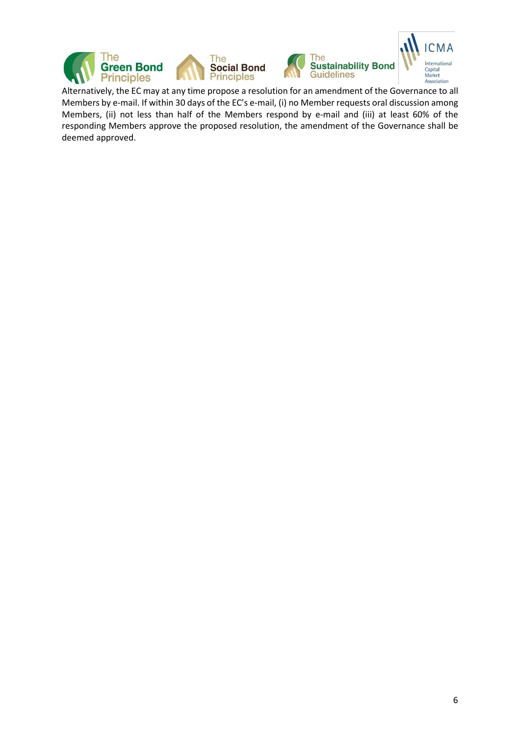Alternatively, the EC may at any time propose a resolution for an amendment of the Governance to all Members by e-mail. If within 30 days of the EC's e-mail, (i) no Member requests oral discussion among Members, (ii) not less than half of the Members respond by e-mail and (iii) at least 60% of the responding Members approve the proposed resolution, the amendment of the Governance shall be deemed approved.